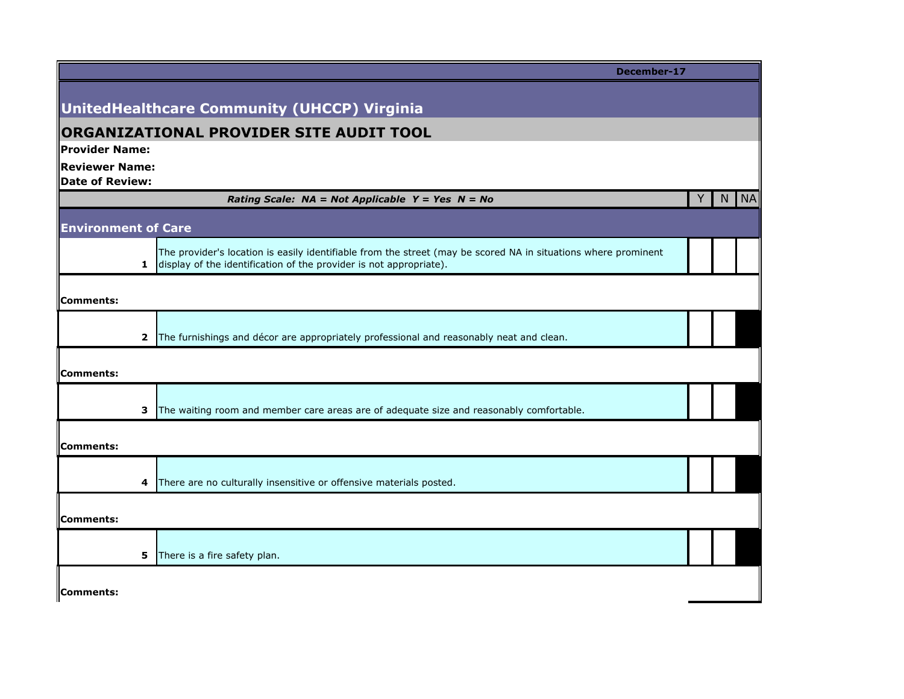December-17

# UnitedHealthcare Community (UHCCP) Virginia

## ORGANIZATIONAL PROVIDER SITE AUDIT TOOL

**Provider Name:**

**Reviewer Name:**

**Date of Review:**

***Rating Scale: NA = Not Applicable Y = Yes N = No***

### Environment of Care

| # | Item | Y | N | NA |
|---|---|---|---|---|
| 1 | The provider's location is easily identifiable from the street (may be scored NA in situations where prominent display of the identification of the provider is not appropriate). | | | |
| **Comments:** | | | | |
| 2 | The furnishings and décor are appropriately professional and reasonably neat and clean. | | | |
| **Comments:** | | | | |
| 3 | The waiting room and member care areas are of adequate size and reasonably comfortable. | | | |
| **Comments:** | | | | |
| 4 | There are no culturally insensitive or offensive materials posted. | | | |
| **Comments:** | | | | |
| 5 | There is a fire safety plan. | | | |
| **Comments:** | | | | |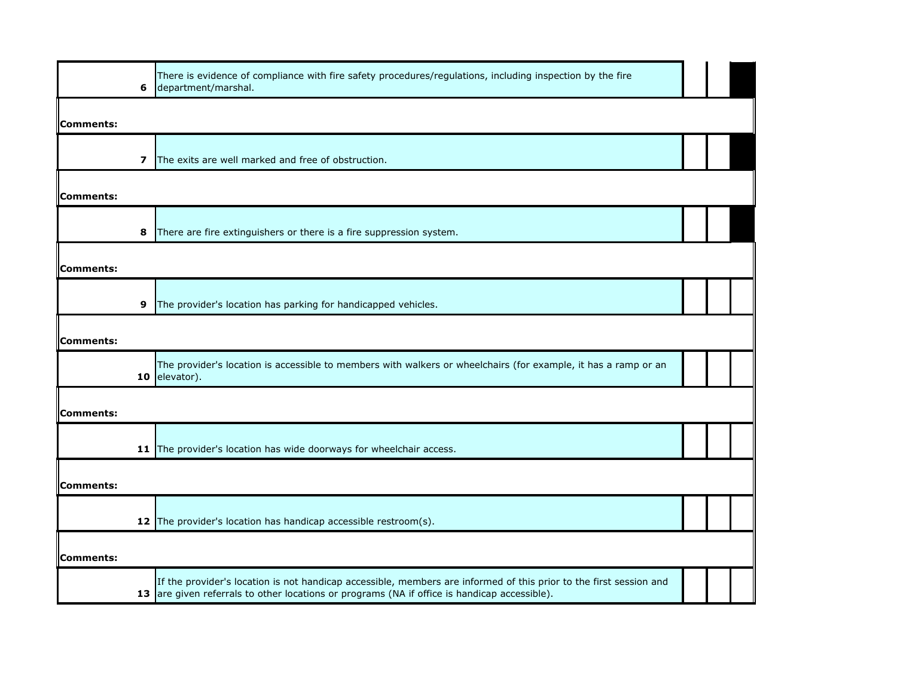| | | | | |
|---|---|---|---|---|
| 6 | There is evidence of compliance with fire safety procedures/regulations, including inspection by the fire department/marshal. | | | |
| **Comments:** | | | | |
| 7 | The exits are well marked and free of obstruction. | | | |
| **Comments:** | | | | |
| 8 | There are fire extinguishers or there is a fire suppression system. | | | |
| **Comments:** | | | | |
| 9 | The provider's location has parking for handicapped vehicles. | | | |
| **Comments:** | | | | |
| 10 | The provider's location is accessible to members with walkers or wheelchairs (for example, it has a ramp or an elevator). | | | |
| **Comments:** | | | | |
| 11 | The provider's location has wide doorways for wheelchair access. | | | |
| **Comments:** | | | | |
| 12 | The provider's location has handicap accessible restroom(s). | | | |
| **Comments:** | | | | |
| 13 | If the provider's location is not handicap accessible, members are informed of this prior to the first session and are given referrals to other locations or programs (NA if office is handicap accessible). | | | |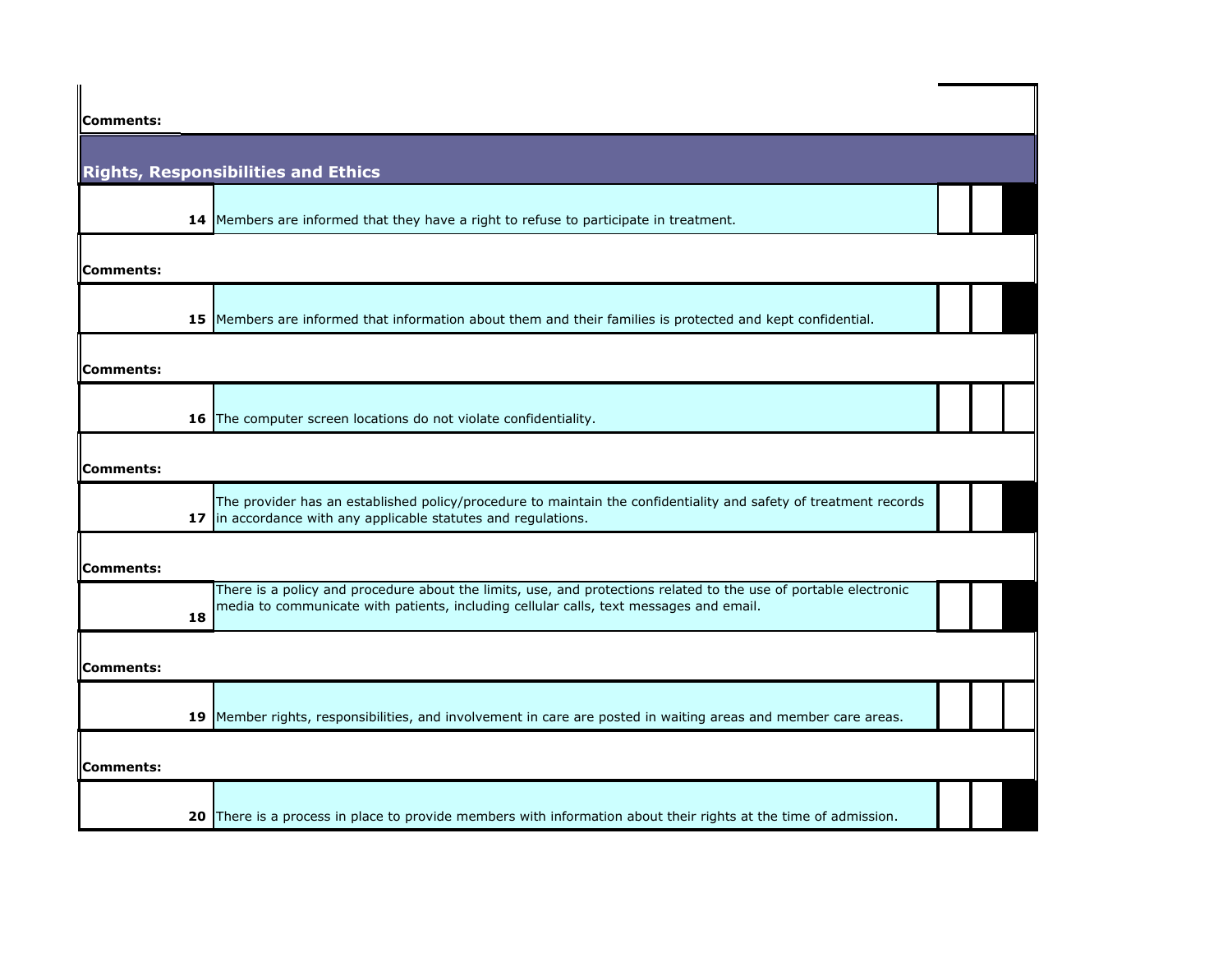**Comments:**

## Rights, Responsibilities and Ethics

| | | | | |
|---|---|---|---|---|
| 14 | Members are informed that they have a right to refuse to participate in treatment. | | | |

**Comments:**

| | | | | |
|---|---|---|---|---|
| 15 | Members are informed that information about them and their families is protected and kept confidential. | | | |

**Comments:**

| | | | | |
|---|---|---|---|---|
| 16 | The computer screen locations do not violate confidentiality. | | | |

**Comments:**

| | | | | |
|---|---|---|---|---|
| 17 | The provider has an established policy/procedure to maintain the confidentiality and safety of treatment records in accordance with any applicable statutes and regulations. | | | |

**Comments:**

| | | | | |
|---|---|---|---|---|
| 18 | There is a policy and procedure about the limits, use, and protections related to the use of portable electronic media to communicate with patients, including cellular calls, text messages and email. | | | |

**Comments:**

| | | | | |
|---|---|---|---|---|
| 19 | Member rights, responsibilities, and involvement in care are posted in waiting areas and member care areas. | | | |

**Comments:**

| | | | | |
|---|---|---|---|---|
| 20 | There is a process in place to provide members with information about their rights at the time of admission. | | | |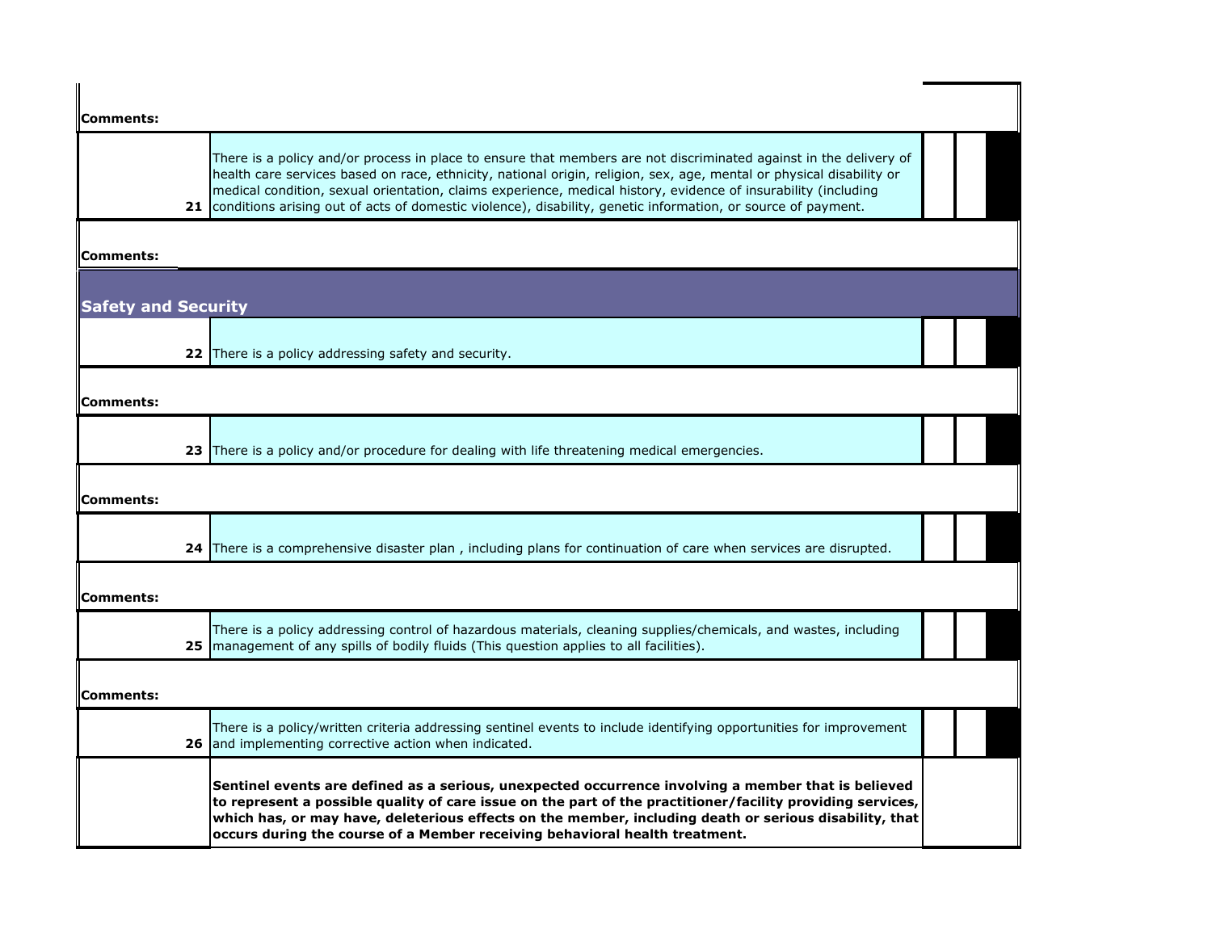**Comments:**

| | | | | |
|---|---|---|---|---|
| **21** | There is a policy and/or process in place to ensure that members are not discriminated against in the delivery of health care services based on race, ethnicity, national origin, religion, sex, age, mental or physical disability or medical condition, sexual orientation, claims experience, medical history, evidence of insurability (including conditions arising out of acts of domestic violence), disability, genetic information, or source of payment. | | | |

**Comments:**

## Safety and Security

| | | | | |
|---|---|---|---|---|
| **22** | There is a policy addressing safety and security. | | | |

**Comments:**

| | | | | |
|---|---|---|---|---|
| **23** | There is a policy and/or procedure for dealing with life threatening medical emergencies. | | | |

**Comments:**

| | | | | |
|---|---|---|---|---|
| **24** | There is a comprehensive disaster plan , including plans for continuation of care when services are disrupted. | | | |

**Comments:**

| | | | | |
|---|---|---|---|---|
| **25** | There is a policy addressing control of hazardous materials, cleaning supplies/chemicals, and wastes, including management of any spills of bodily fluids (This question applies to all facilities). | | | |

**Comments:**

| | | | | |
|---|---|---|---|---|
| **26** | There is a policy/written criteria addressing sentinel events to include identifying opportunities for improvement and implementing corrective action when indicated. | | | |
| | **Sentinel events are defined as a serious, unexpected occurrence involving a member that is believed to represent a possible quality of care issue on the part of the practitioner/facility providing services, which has, or may have, deleterious effects on the member, including death or serious disability, that occurs during the course of a Member receiving behavioral health treatment.** | | | |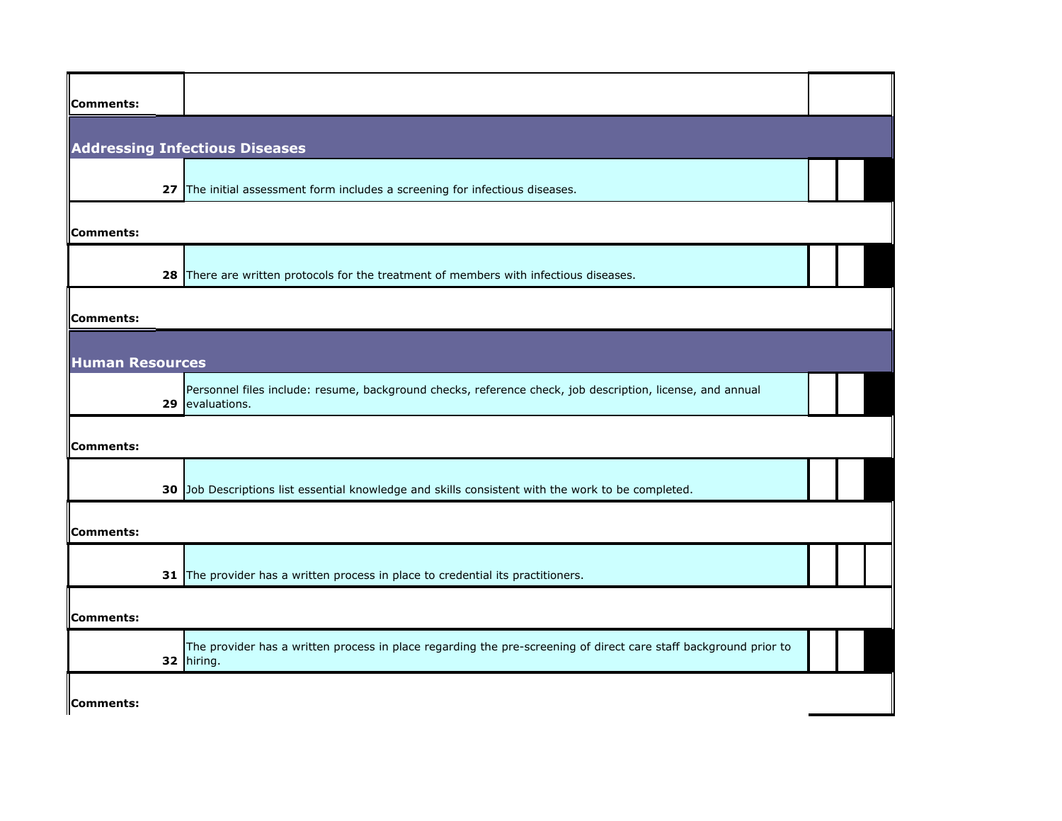Comments:

## Addressing Infectious Diseases

| # | Item | | | |
|---|---|---|---|---|
| 27 | The initial assessment form includes a screening for infectious diseases. | | | |

Comments:

| # | Item | | | |
|---|---|---|---|---|
| 28 | There are written protocols for the treatment of members with infectious diseases. | | | |

Comments:

## Human Resources

| # | Item | | | |
|---|---|---|---|---|
| 29 | Personnel files include: resume, background checks, reference check, job description, license, and annual evaluations. | | | |

Comments:

| # | Item | | | |
|---|---|---|---|---|
| 30 | Job Descriptions list essential knowledge and skills consistent with the work to be completed. | | | |

Comments:

| # | Item | | | |
|---|---|---|---|---|
| 31 | The provider has a written process in place to credential its practitioners. | | | |

Comments:

| # | Item | | | |
|---|---|---|---|---|
| 32 | The provider has a written process in place regarding the pre-screening of direct care staff background prior to hiring. | | | |

Comments: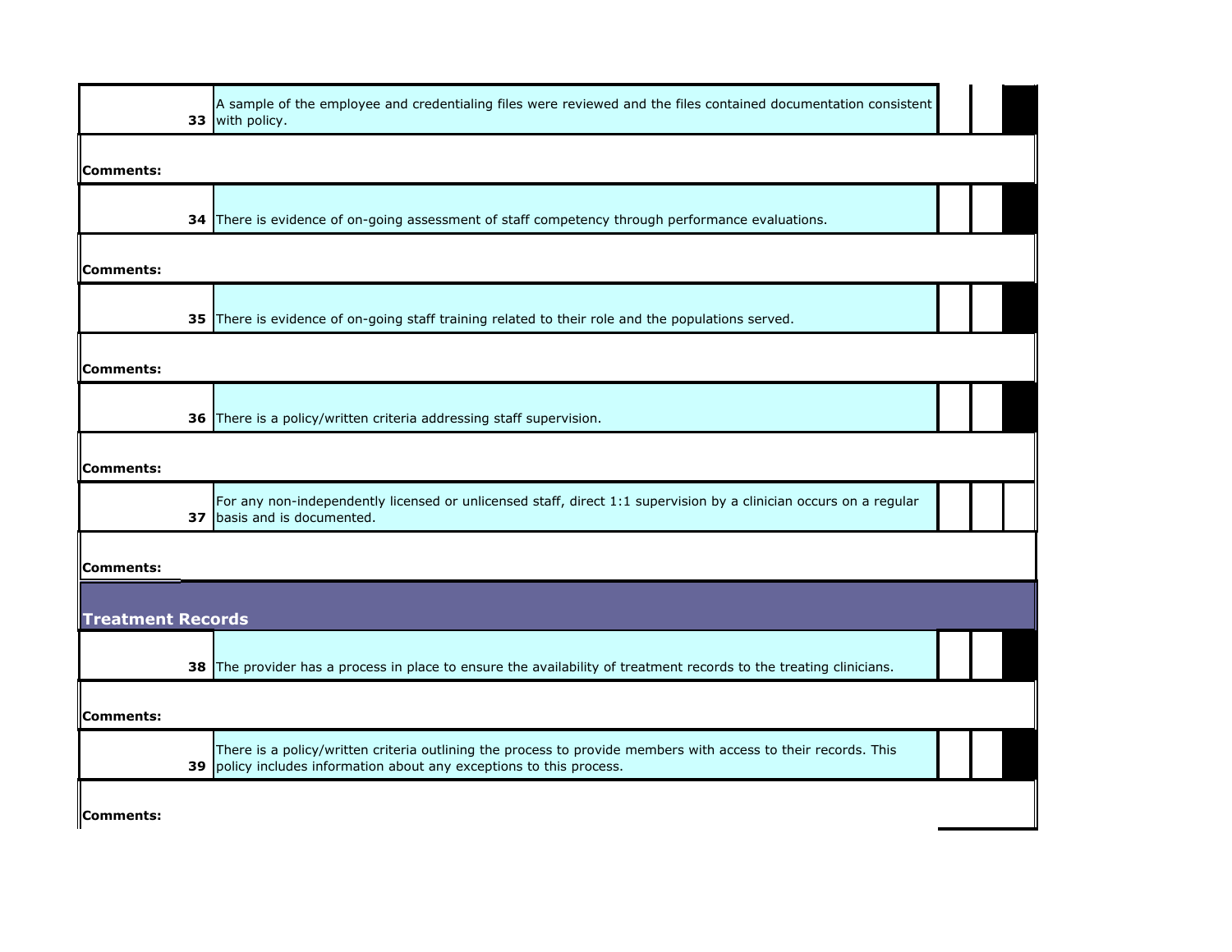| | | | | |
|---|---|---|---|---|
| **33** | A sample of the employee and credentialing files were reviewed and the files contained documentation consistent with policy. | | | |
| **Comments:** | | | | |
| **34** | There is evidence of on-going assessment of staff competency through performance evaluations. | | | |
| **Comments:** | | | | |
| **35** | There is evidence of on-going staff training related to their role and the populations served. | | | |
| **Comments:** | | | | |
| **36** | There is a policy/written criteria addressing staff supervision. | | | |
| **Comments:** | | | | |
| **37** | For any non-independently licensed or unlicensed staff, direct 1:1 supervision by a clinician occurs on a regular basis and is documented. | | | |
| **Comments:** | | | | |

## Treatment Records

| | | | | |
|---|---|---|---|---|
| **38** | The provider has a process in place to ensure the availability of treatment records to the treating clinicians. | | | |
| **Comments:** | | | | |
| **39** | There is a policy/written criteria outlining the process to provide members with access to their records. This policy includes information about any exceptions to this process. | | | |
| **Comments:** | | | | |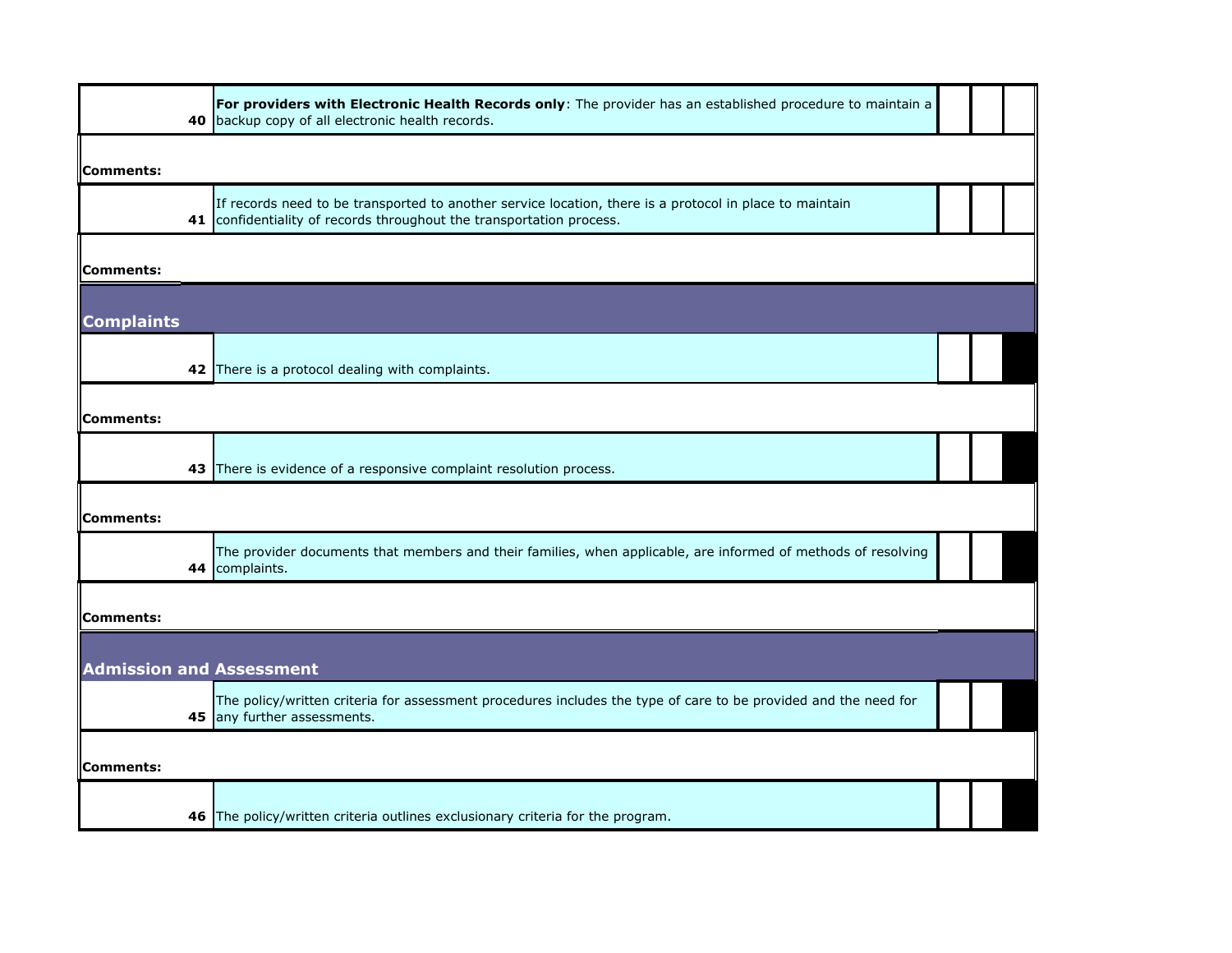| | | | | |
|---|---|---|---|---|
| 40 | **For providers with Electronic Health Records only**: The provider has an established procedure to maintain a backup copy of all electronic health records. | | | |
| **Comments:** | | | | |
| 41 | If records need to be transported to another service location, there is a protocol in place to maintain confidentiality of records throughout the transportation process. | | | |
| **Comments:** | | | | |

## Complaints

| | | | | |
|---|---|---|---|---|
| 42 | There is a protocol dealing with complaints. | | | |
| **Comments:** | | | | |
| 43 | There is evidence of a responsive complaint resolution process. | | | |
| **Comments:** | | | | |
| 44 | The provider documents that members and their families, when applicable, are informed of methods of resolving complaints. | | | |
| **Comments:** | | | | |

## Admission and Assessment

| | | | | |
|---|---|---|---|---|
| 45 | The policy/written criteria for assessment procedures includes the type of care to be provided and the need for any further assessments. | | | |
| **Comments:** | | | | |
| 46 | The policy/written criteria outlines exclusionary criteria for the program. | | | |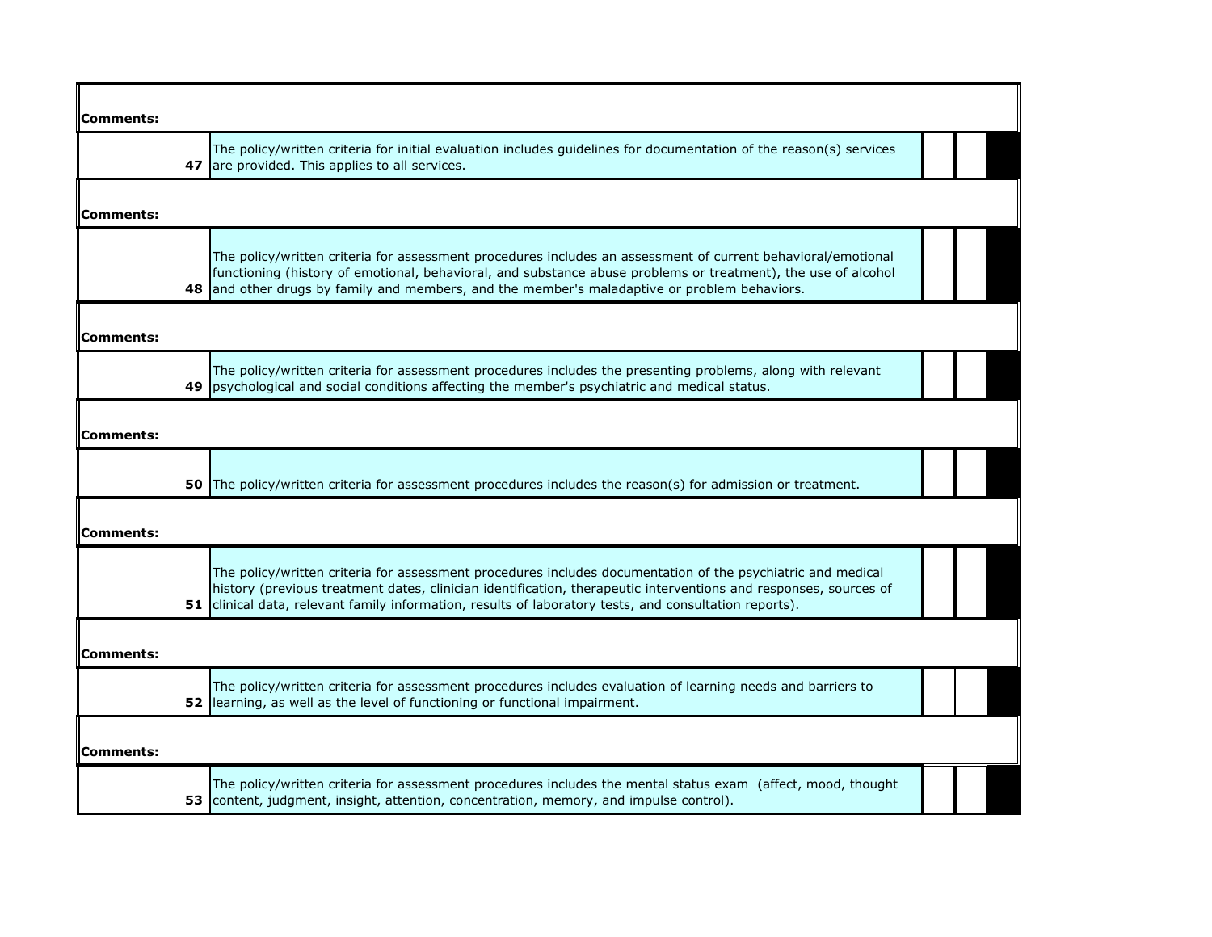| | | | | |
|---|---|---|---|---|
| **Comments:** | | | | |
| **47** | The policy/written criteria for initial evaluation includes guidelines for documentation of the reason(s) services are provided. This applies to all services. | | | |
| **Comments:** | | | | |
| **48** | The policy/written criteria for assessment procedures includes an assessment of current behavioral/emotional functioning (history of emotional, behavioral, and substance abuse problems or treatment), the use of alcohol and other drugs by family and members, and the member's maladaptive or problem behaviors. | | | |
| **Comments:** | | | | |
| **49** | The policy/written criteria for assessment procedures includes the presenting problems, along with relevant psychological and social conditions affecting the member's psychiatric and medical status. | | | |
| **Comments:** | | | | |
| **50** | The policy/written criteria for assessment procedures includes the reason(s) for admission or treatment. | | | |
| **Comments:** | | | | |
| **51** | The policy/written criteria for assessment procedures includes documentation of the psychiatric and medical history (previous treatment dates, clinician identification, therapeutic interventions and responses, sources of clinical data, relevant family information, results of laboratory tests, and consultation reports). | | | |
| **Comments:** | | | | |
| **52** | The policy/written criteria for assessment procedures includes evaluation of learning needs and barriers to learning, as well as the level of functioning or functional impairment. | | | |
| **Comments:** | | | | |
| **53** | The policy/written criteria for assessment procedures includes the mental status exam (affect, mood, thought content, judgment, insight, attention, concentration, memory, and impulse control). | | | |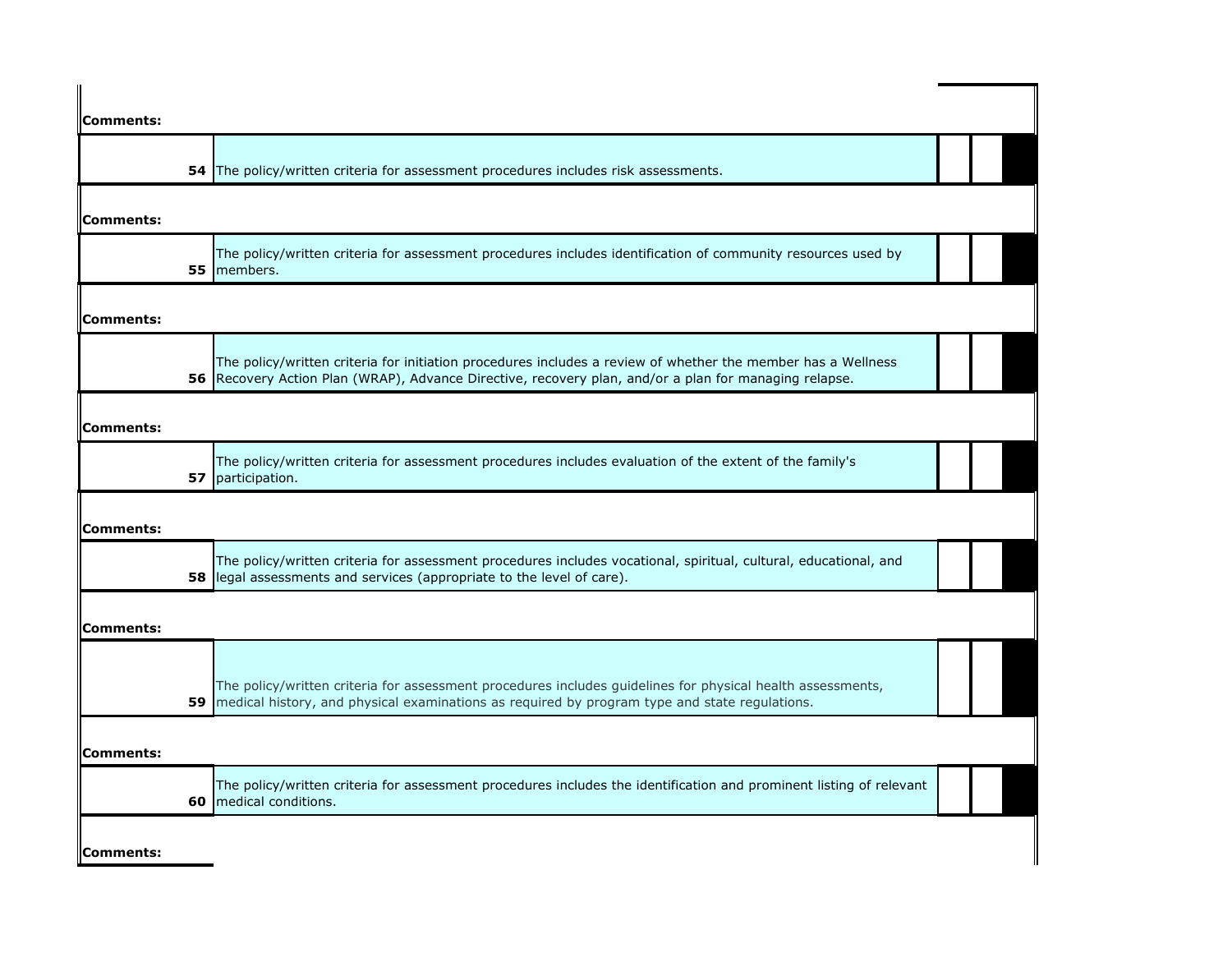**Comments:**

| | | | | |
|---|---|---|---|---|
| **54** | The policy/written criteria for assessment procedures includes risk assessments. | | | |

**Comments:**

| | | | | |
|---|---|---|---|---|
| **55** | The policy/written criteria for assessment procedures includes identification of community resources used by members. | | | |

**Comments:**

| | | | | |
|---|---|---|---|---|
| **56** | The policy/written criteria for initiation procedures includes a review of whether the member has a Wellness Recovery Action Plan (WRAP), Advance Directive, recovery plan, and/or a plan for managing relapse. | | | |

**Comments:**

| | | | | |
|---|---|---|---|---|
| **57** | The policy/written criteria for assessment procedures includes evaluation of the extent of the family's participation. | | | |

**Comments:**

| | | | | |
|---|---|---|---|---|
| **58** | The policy/written criteria for assessment procedures includes vocational, spiritual, cultural, educational, and legal assessments and services (appropriate to the level of care). | | | |

**Comments:**

| | | | | |
|---|---|---|---|---|
| **59** | The policy/written criteria for assessment procedures includes guidelines for physical health assessments, medical history, and physical examinations as required by program type and state regulations. | | | |

**Comments:**

| | | | | |
|---|---|---|---|---|
| **60** | The policy/written criteria for assessment procedures includes the identification and prominent listing of relevant medical conditions. | | | |

**Comments:**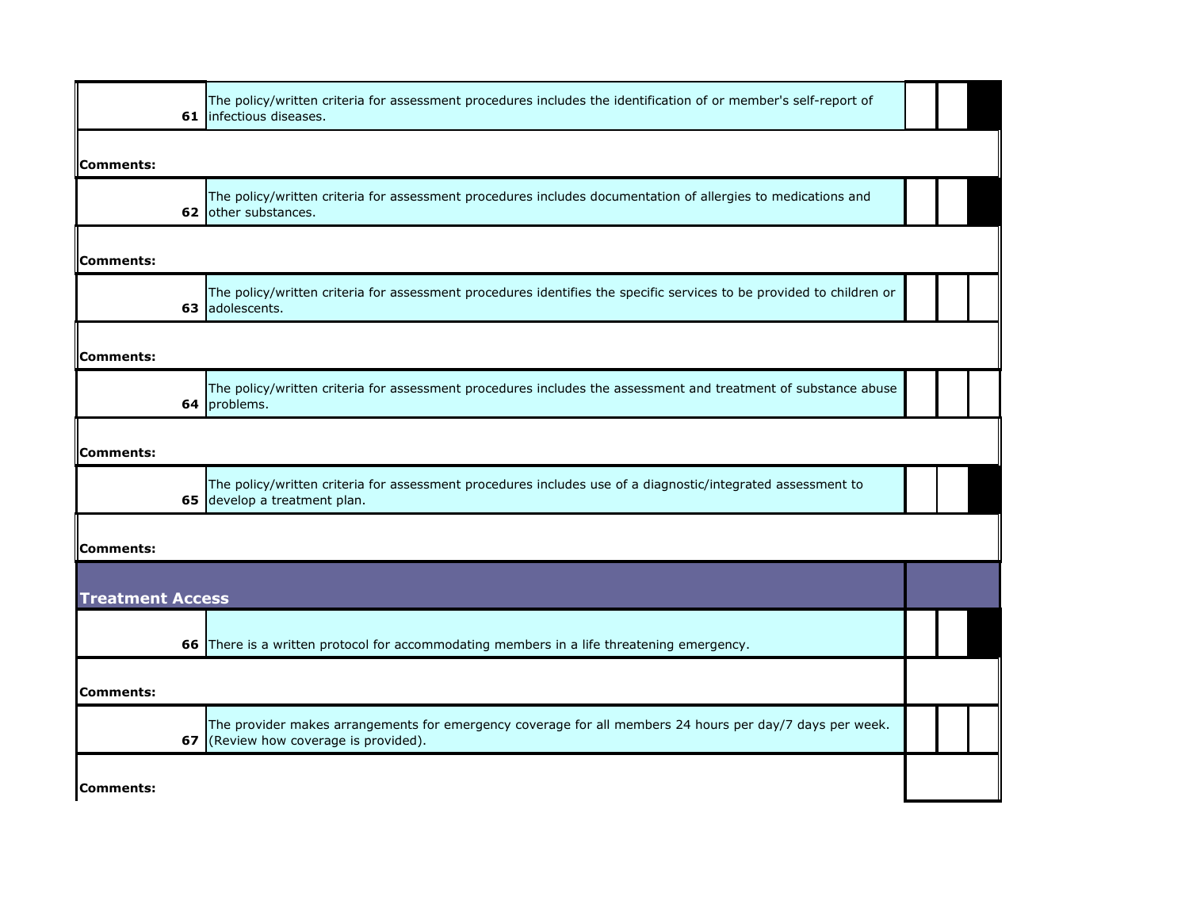| | | | | |
|---|---|---|---|---|
| 61 | The policy/written criteria for assessment procedures includes the identification of or member's self-report of infectious diseases. | | | |
| **Comments:** | | | | |
| 62 | The policy/written criteria for assessment procedures includes documentation of allergies to medications and other substances. | | | |
| **Comments:** | | | | |
| 63 | The policy/written criteria for assessment procedures identifies the specific services to be provided to children or adolescents. | | | |
| **Comments:** | | | | |
| 64 | The policy/written criteria for assessment procedures includes the assessment and treatment of substance abuse problems. | | | |
| **Comments:** | | | | |
| 65 | The policy/written criteria for assessment procedures includes use of a diagnostic/integrated assessment to develop a treatment plan. | | | |
| **Comments:** | | | | |

## Treatment Access

| | | | | |
|---|---|---|---|---|
| 66 | There is a written protocol for accommodating members in a life threatening emergency. | | | |
| **Comments:** | | | | |
| 67 | The provider makes arrangements for emergency coverage for all members 24 hours per day/7 days per week. (Review how coverage is provided). | | | |
| **Comments:** | | | | |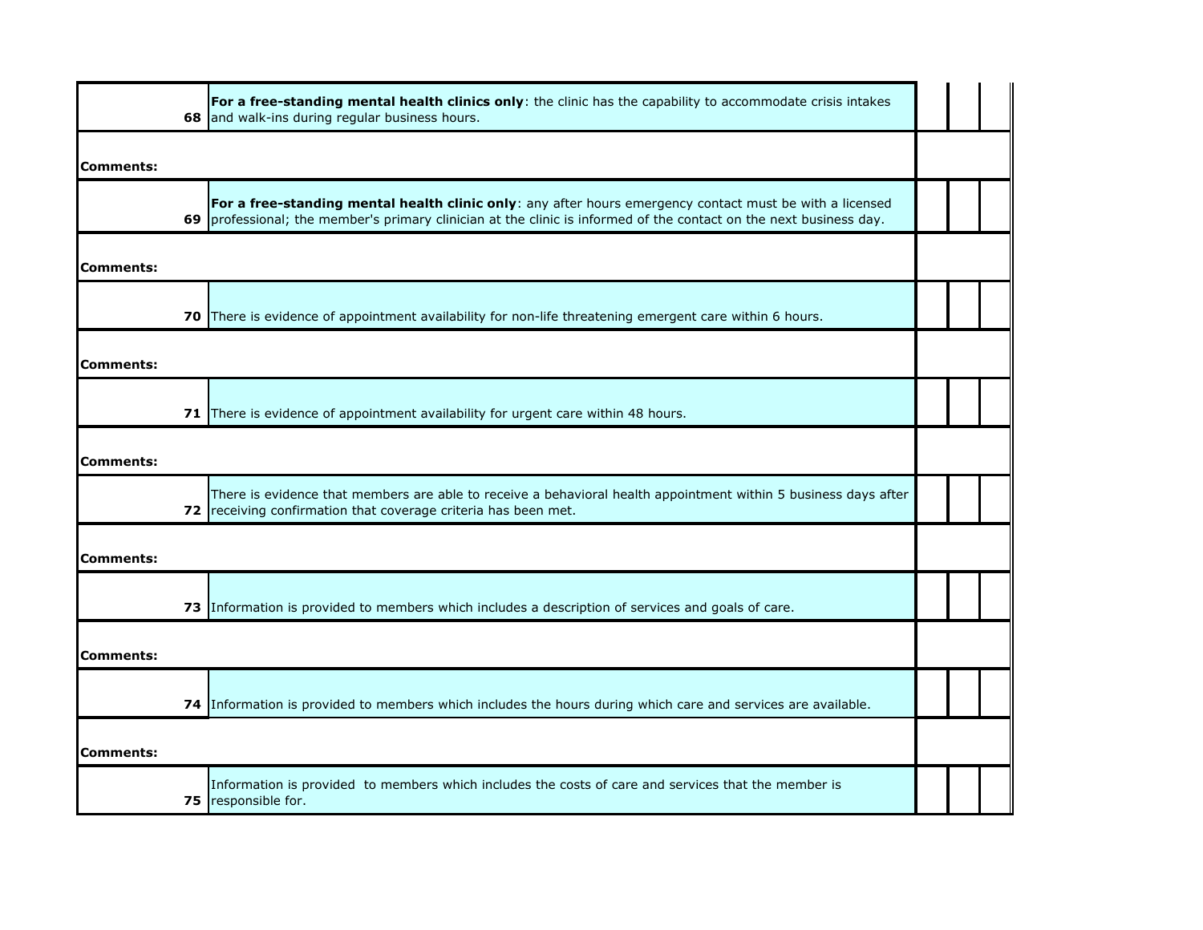| | | | | |
|---|---|---|---|---|
| 68 | **For a free-standing mental health clinics only**: the clinic has the capability to accommodate crisis intakes and walk-ins during regular business hours. | | | |
| **Comments:** | | | | |
| 69 | **For a free-standing mental health clinic only**: any after hours emergency contact must be with a licensed professional; the member's primary clinician at the clinic is informed of the contact on the next business day. | | | |
| **Comments:** | | | | |
| 70 | There is evidence of appointment availability for non-life threatening emergent care within 6 hours. | | | |
| **Comments:** | | | | |
| 71 | There is evidence of appointment availability for urgent care within 48 hours. | | | |
| **Comments:** | | | | |
| 72 | There is evidence that members are able to receive a behavioral health appointment within 5 business days after receiving confirmation that coverage criteria has been met. | | | |
| **Comments:** | | | | |
| 73 | Information is provided to members which includes a description of services and goals of care. | | | |
| **Comments:** | | | | |
| 74 | Information is provided to members which includes the hours during which care and services are available. | | | |
| **Comments:** | | | | |
| 75 | Information is provided to members which includes the costs of care and services that the member is responsible for. | | | |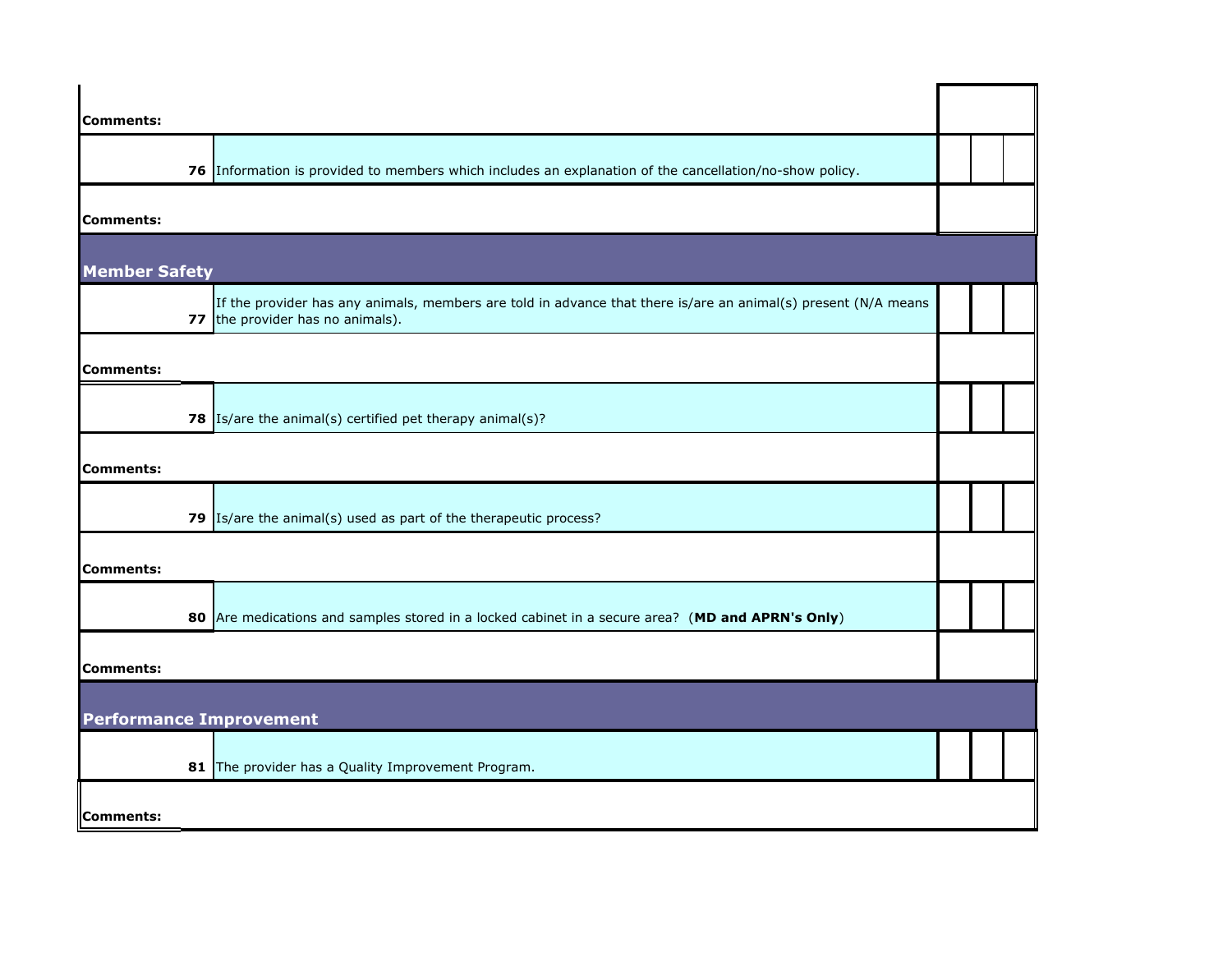Comments:

| | | | | |
|---|---|---|---|---|
| **76** | Information is provided to members which includes an explanation of the cancellation/no-show policy. | | | |

Comments:

## Member Safety

| | | | | |
|---|---|---|---|---|
| **77** | If the provider has any animals, members are told in advance that there is/are an animal(s) present (N/A means the provider has no animals). | | | |

Comments:

| | | | | |
|---|---|---|---|---|
| **78** | Is/are the animal(s) certified pet therapy animal(s)? | | | |

Comments:

| | | | | |
|---|---|---|---|---|
| **79** | Is/are the animal(s) used as part of the therapeutic process? | | | |

Comments:

| | | | | |
|---|---|---|---|---|
| **80** | Are medications and samples stored in a locked cabinet in a secure area? (**MD and APRN's Only**) | | | |

Comments:

## Performance Improvement

| | | | | |
|---|---|---|---|---|
| **81** | The provider has a Quality Improvement Program. | | | |

Comments: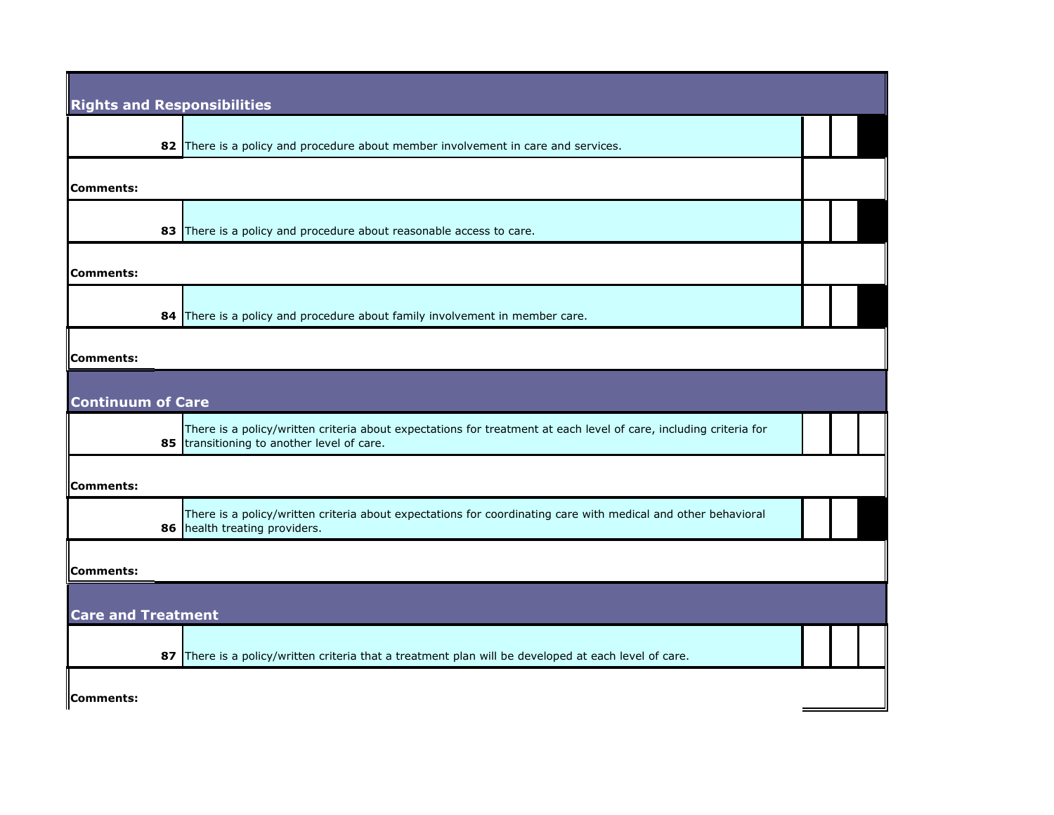## Rights and Responsibilities

| | | | | |
|---|---|---|---|---|
| 82 | There is a policy and procedure about member involvement in care and services. | | | |

**Comments:**

| | | | | |
|---|---|---|---|---|
| 83 | There is a policy and procedure about reasonable access to care. | | | |

**Comments:**

| | | | | |
|---|---|---|---|---|
| 84 | There is a policy and procedure about family involvement in member care. | | | |

**Comments:**

## Continuum of Care

| | | | | |
|---|---|---|---|---|
| 85 | There is a policy/written criteria about expectations for treatment at each level of care, including criteria for transitioning to another level of care. | | | |

**Comments:**

| | | | | |
|---|---|---|---|---|
| 86 | There is a policy/written criteria about expectations for coordinating care with medical and other behavioral health treating providers. | | | |

**Comments:**

## Care and Treatment

| | | | | |
|---|---|---|---|---|
| 87 | There is a policy/written criteria that a treatment plan will be developed at each level of care. | | | |

**Comments:**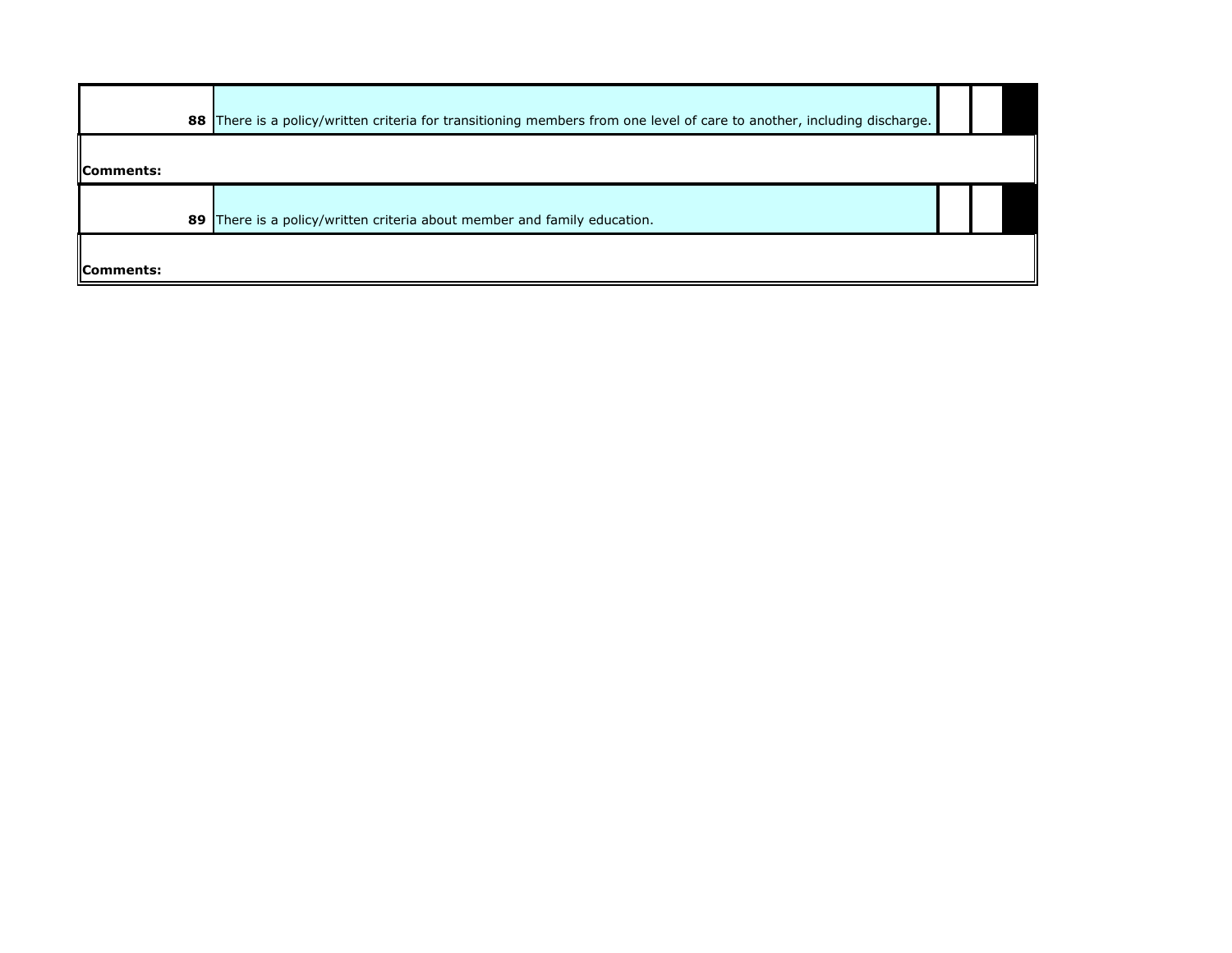| | | | | |
|---|---|---|---|---|
| 88 | There is a policy/written criteria for transitioning members from one level of care to another, including discharge. | | | |
| Comments: | | | | |
| 89 | There is a policy/written criteria about member and family education. | | | |
| Comments: | | | | |